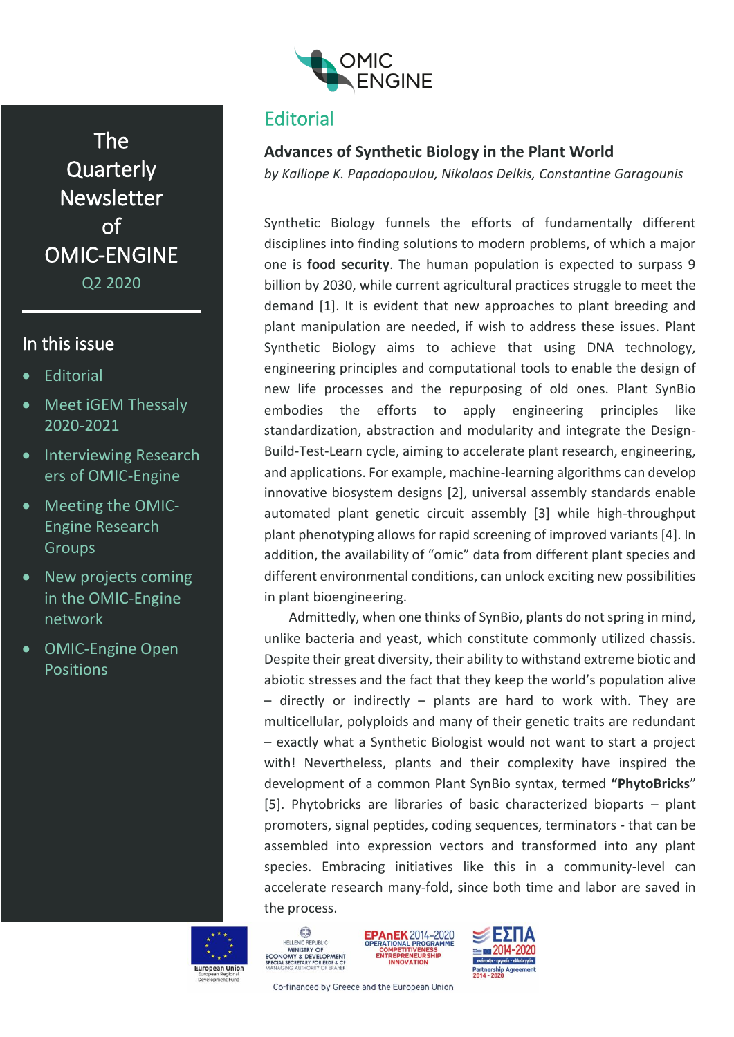OMIC ENGINE

# The Quarterly Newsletter of OMIC-ENGINE

Q2 2020

## In this issue

- Editorial
- Meet iGEM Thessaly 2020-2021
- Interviewing Researchers of OMIC-Engine
- Meeting the OMIC-Engine Research Groups
- New projects coming in the OMIC-Engine network
- OMIC-Engine Open Positions

## Editorial

### Advances of Synthetic Biology in the Plant World

*by Kalliope K. Papadopoulou, Nikolaos Delkis, Constantine Garagounis*

Synthetic Biology funnels the efforts of fundamentally different disciplines into finding solutions to modern problems, of which a major one is **food security**. The human population is expected to surpass 9 billion by 2030, while current agricultural practices struggle to meet the demand [1]. It is evident that new approaches to plant breeding and plant manipulation are needed, if wish to address these issues. Plant Synthetic Biology aims to achieve that using DNA technology, engineering principles and computational tools to enable the design of new life processes and the repurposing of old ones. Plant SynBio embodies the efforts to apply engineering principles like standardization, abstraction and modularity and integrate the Design-Build-Test-Learn cycle, aiming to accelerate plant research, engineering, and applications. For example, machine-learning algorithms can develop innovative biosystem designs [2], universal assembly standards enable automated plant genetic circuit assembly [3] while high-throughput plant phenotyping allows for rapid screening of improved variants [4]. In addition, the availability of "omic" data from different plant species and different environmental conditions, can unlock exciting new possibilities in plant bioengineering.

Admittedly, when one thinks of SynBio, plants do not spring in mind, unlike bacteria and yeast, which constitute commonly utilized chassis. Despite their great diversity, their ability to withstand extreme biotic and abiotic stresses and the fact that they keep the world's population alive – directly or indirectly – plants are hard to work with. They are multicellular, polyploids and many of their genetic traits are redundant – exactly what a Synthetic Biologist would not want to start a project with! Nevertheless, plants and their complexity have inspired the development of a common Plant SynBio syntax, termed **"PhytoBricks"** [5]. Phytobricks are libraries of basic characterized bioparts – plant promoters, signal peptides, coding sequences, terminators - that can be assembled into expression vectors and transformed into any plant species. Embracing initiatives like this in a community-level can accelerate research many-fold, since both time and labor are saved in the process.

Co-financed by Greece and the European Union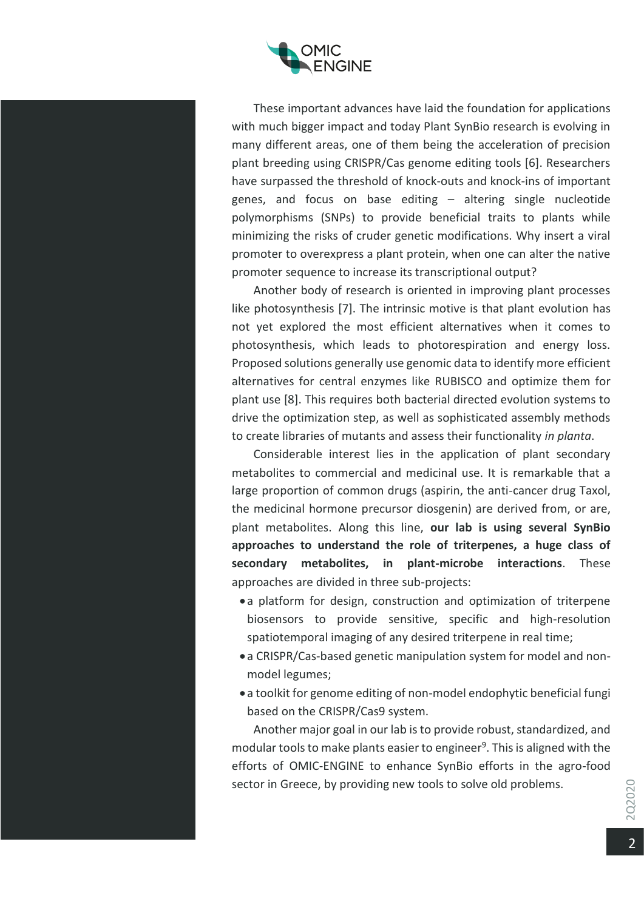These important advances have laid the foundation for applications with much bigger impact and today Plant SynBio research is evolving in many different areas, one of them being the acceleration of precision plant breeding using CRISPR/Cas genome editing tools [6]. Researchers have surpassed the threshold of knock-outs and knock-ins of important genes, and focus on base editing – altering single nucleotide polymorphisms (SNPs) to provide beneficial traits to plants while minimizing the risks of cruder genetic modifications. Why insert a viral promoter to overexpress a plant protein, when one can alter the native promoter sequence to increase its transcriptional output?

Another body of research is oriented in improving plant processes like photosynthesis [7]. The intrinsic motive is that plant evolution has not yet explored the most efficient alternatives when it comes to photosynthesis, which leads to photorespiration and energy loss. Proposed solutions generally use genomic data to identify more efficient alternatives for central enzymes like RUBISCO and optimize them for plant use [8]. This requires both bacterial directed evolution systems to drive the optimization step, as well as sophisticated assembly methods to create libraries of mutants and assess their functionality *in planta*.

Considerable interest lies in the application of plant secondary metabolites to commercial and medicinal use. It is remarkable that a large proportion of common drugs (aspirin, the anti-cancer drug Taxol, the medicinal hormone precursor diosgenin) are derived from, or are, plant metabolites. Along this line, **our lab is using several SynBio approaches to understand the role of triterpenes, a huge class of secondary metabolites, in plant-microbe interactions**. These approaches are divided in three sub-projects:

- a platform for design, construction and optimization of triterpene biosensors to provide sensitive, specific and high-resolution spatiotemporal imaging of any desired triterpene in real time;
- a CRISPR/Cas-based genetic manipulation system for model and non-model legumes;
- a toolkit for genome editing of non-model endophytic beneficial fungi based on the CRISPR/Cas9 system.

Another major goal in our lab is to provide robust, standardized, and modular tools to make plants easier to engineer[9]. This is aligned with the efforts of OMIC-ENGINE to enhance SynBio efforts in the agro-food sector in Greece, by providing new tools to solve old problems.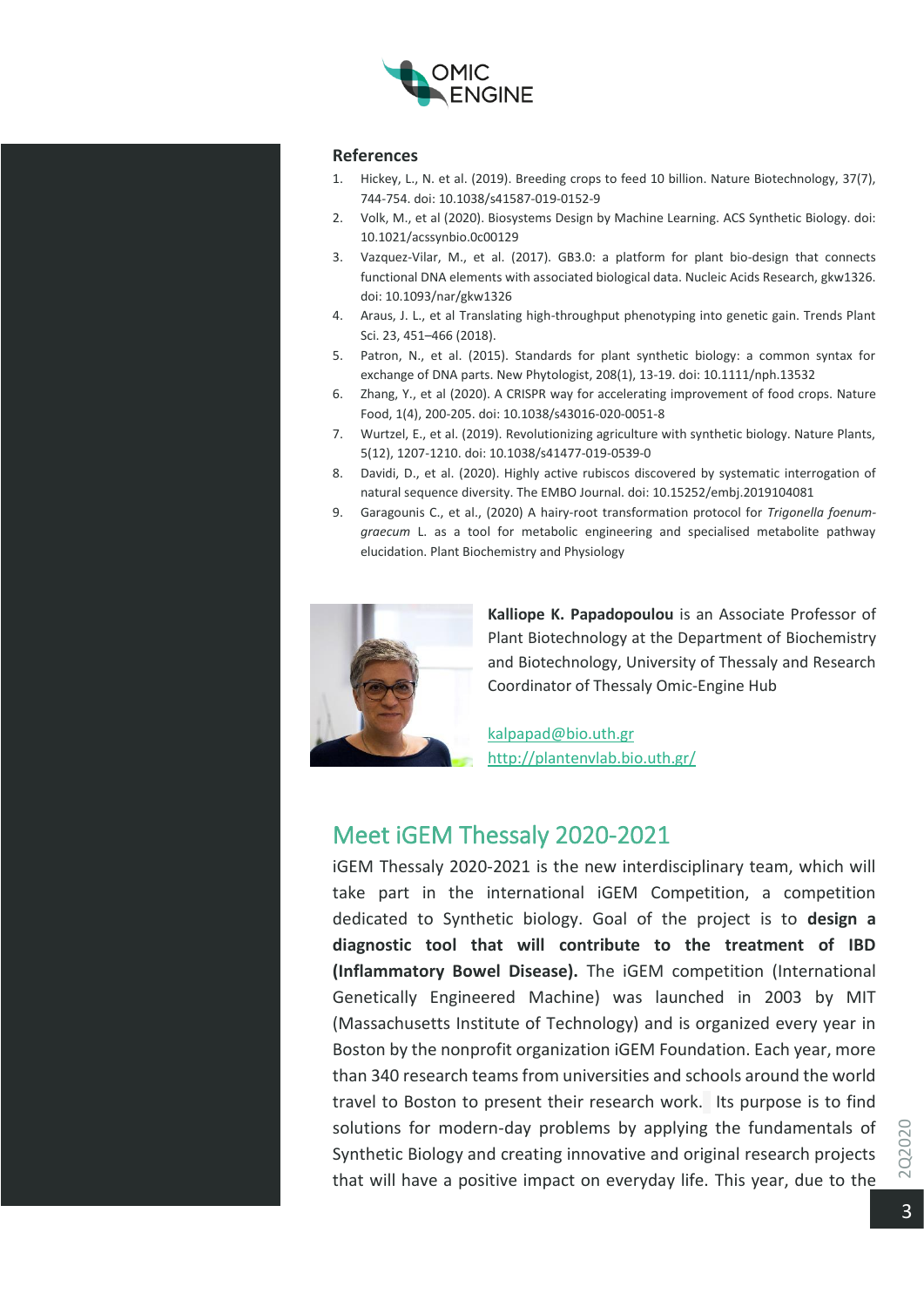### References

1. Hickey, L., N. et al. (2019). Breeding crops to feed 10 billion. Nature Biotechnology, 37(7), 744-754. doi: 10.1038/s41587-019-0152-9
2. Volk, M., et al (2020). Biosystems Design by Machine Learning. ACS Synthetic Biology. doi: 10.1021/acssynbio.0c00129
3. Vazquez-Vilar, M., et al. (2017). GB3.0: a platform for plant bio-design that connects functional DNA elements with associated biological data. Nucleic Acids Research, gkw1326. doi: 10.1093/nar/gkw1326
4. Araus, J. L., et al Translating high-throughput phenotyping into genetic gain. Trends Plant Sci. 23, 451–466 (2018).
5. Patron, N., et al. (2015). Standards for plant synthetic biology: a common syntax for exchange of DNA parts. New Phytologist, 208(1), 13-19. doi: 10.1111/nph.13532
6. Zhang, Y., et al (2020). A CRISPR way for accelerating improvement of food crops. Nature Food, 1(4), 200-205. doi: 10.1038/s43016-020-0051-8
7. Wurtzel, E., et al. (2019). Revolutionizing agriculture with synthetic biology. Nature Plants, 5(12), 1207-1210. doi: 10.1038/s41477-019-0539-0
8. Davidi, D., et al. (2020). Highly active rubiscos discovered by systematic interrogation of natural sequence diversity. The EMBO Journal. doi: 10.15252/embj.2019104081
9. Garagounis C., et al., (2020) A hairy-root transformation protocol for *Trigonella foenum-graecum* L. as a tool for metabolic engineering and specialised metabolite pathway elucidation. Plant Biochemistry and Physiology

**Kalliope K. Papadopoulou** is an Associate Professor of Plant Biotechnology at the Department of Biochemistry and Biotechnology, University of Thessaly and Research Coordinator of Thessaly Omic-Engine Hub

kalpapad@bio.uth.gr
http://plantenvlab.bio.uth.gr/

## Meet iGEM Thessaly 2020-2021

iGEM Thessaly 2020-2021 is the new interdisciplinary team, which will take part in the international iGEM Competition, a competition dedicated to Synthetic biology. Goal of the project is to **design a diagnostic tool that will contribute to the treatment of IBD (Inflammatory Bowel Disease).** The iGEM competition (International Genetically Engineered Machine) was launched in 2003 by MIT (Massachusetts Institute of Technology) and is organized every year in Boston by the nonprofit organization iGEM Foundation. Each year, more than 340 research teams from universities and schools around the world travel to Boston to present their research work. Its purpose is to find solutions for modern-day problems by applying the fundamentals of Synthetic Biology and creating innovative and original research projects that will have a positive impact on everyday life. This year, due to the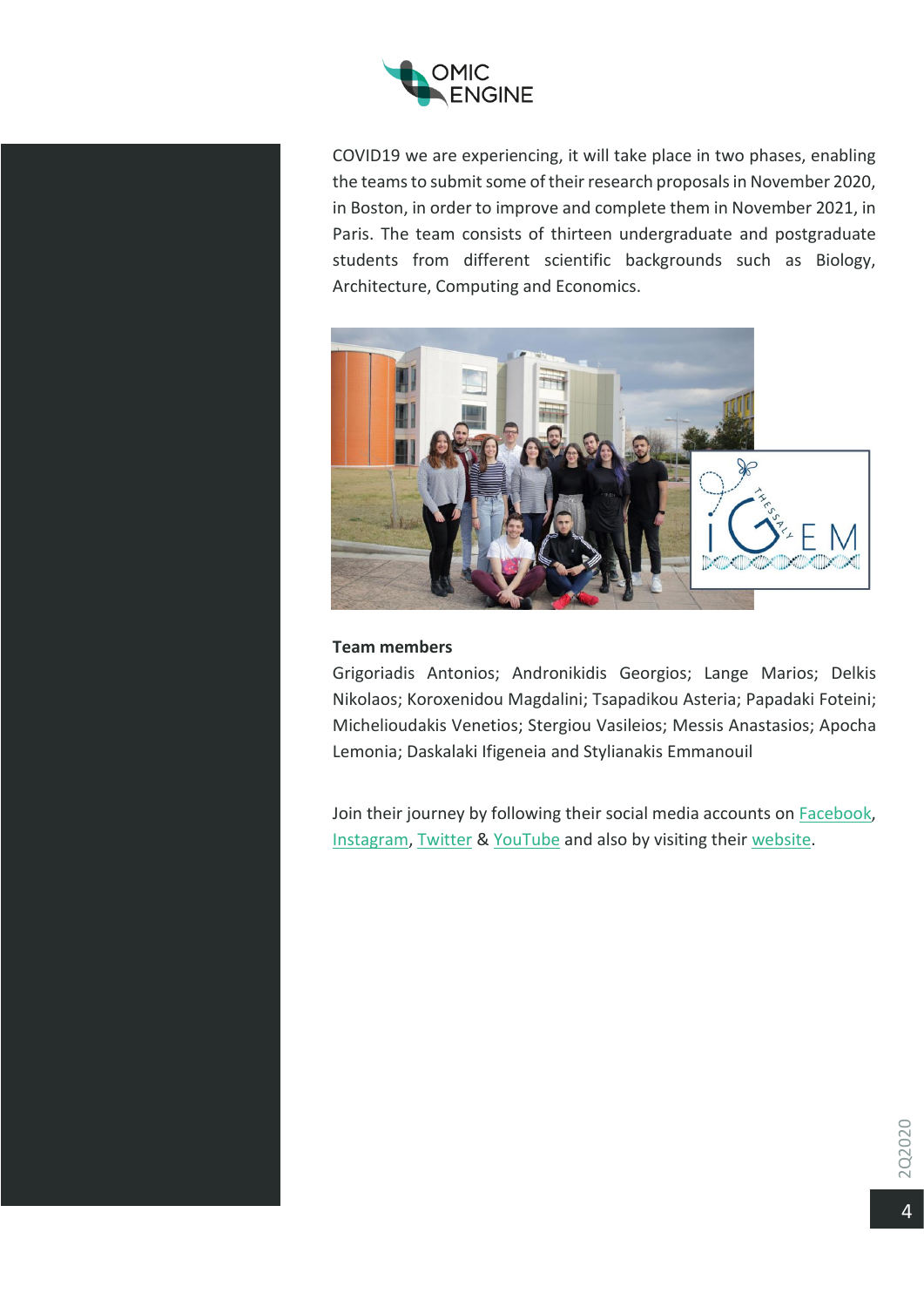COVID19 we are experiencing, it will take place in two phases, enabling the teams to submit some of their research proposals in November 2020, in Boston, in order to improve and complete them in November 2021, in Paris. The team consists of thirteen undergraduate and postgraduate students from different scientific backgrounds such as Biology, Architecture, Computing and Economics.

**Team members**

Grigoriadis Antonios; Andronikidis Georgios; Lange Marios; Delkis Nikolaos; Koroxenidou Magdalini; Tsapadikou Asteria; Papadaki Foteini; Michelioudakis Venetios; Stergiou Vasileios; Messis Anastasios; Apocha Lemonia; Daskalaki Ifigeneia and Stylianakis Emmanouil

Join their journey by following their social media accounts on Facebook, Instagram, Twitter & YouTube and also by visiting their website.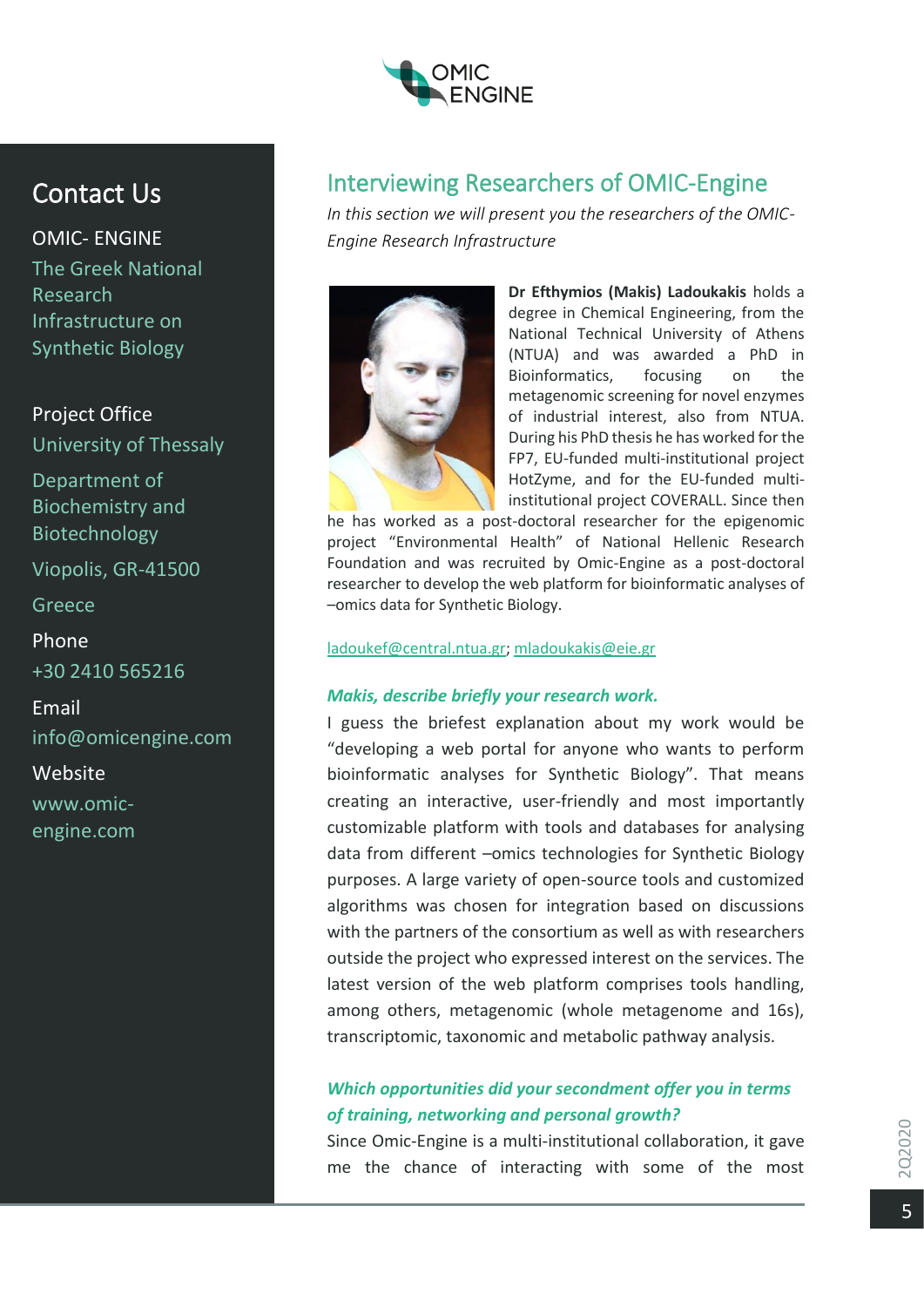## Contact Us

OMIC- ENGINE

The Greek National Research Infrastructure on Synthetic Biology

Project Office

University of Thessaly

Department of Biochemistry and Biotechnology

Viopolis, GR-41500

Greece

Phone

+30 2410 565216

Email

info@omicengine.com

Website

www.omic-engine.com

# Interviewing Researchers of OMIC-Engine

*In this section we will present you the researchers of the OMIC-Engine Research Infrastructure*

**Dr Efthymios (Makis) Ladoukakis** holds a degree in Chemical Engineering, from the National Technical University of Athens (NTUA) and was awarded a PhD in Bioinformatics, focusing on the metagenomic screening for novel enzymes of industrial interest, also from NTUA. During his PhD thesis he has worked for the FP7, EU-funded multi-institutional project HotZyme, and for the EU-funded multi-institutional project COVERALL. Since then he has worked as a post-doctoral researcher for the epigenomic project "Environmental Health" of National Hellenic Research Foundation and was recruited by Omic-Engine as a post-doctoral researcher to develop the web platform for bioinformatic analyses of –omics data for Synthetic Biology.

ladoukef@central.ntua.gr; mladoukakis@eie.gr

***Makis, describe briefly your research work.***

I guess the briefest explanation about my work would be "developing a web portal for anyone who wants to perform bioinformatic analyses for Synthetic Biology". That means creating an interactive, user-friendly and most importantly customizable platform with tools and databases for analysing data from different –omics technologies for Synthetic Biology purposes. A large variety of open-source tools and customized algorithms was chosen for integration based on discussions with the partners of the consortium as well as with researchers outside the project who expressed interest on the services. The latest version of the web platform comprises tools handling, among others, metagenomic (whole metagenome and 16s), transcriptomic, taxonomic and metabolic pathway analysis.

***Which opportunities did your secondment offer you in terms of training, networking and personal growth?***

Since Omic-Engine is a multi-institutional collaboration, it gave me the chance of interacting with some of the most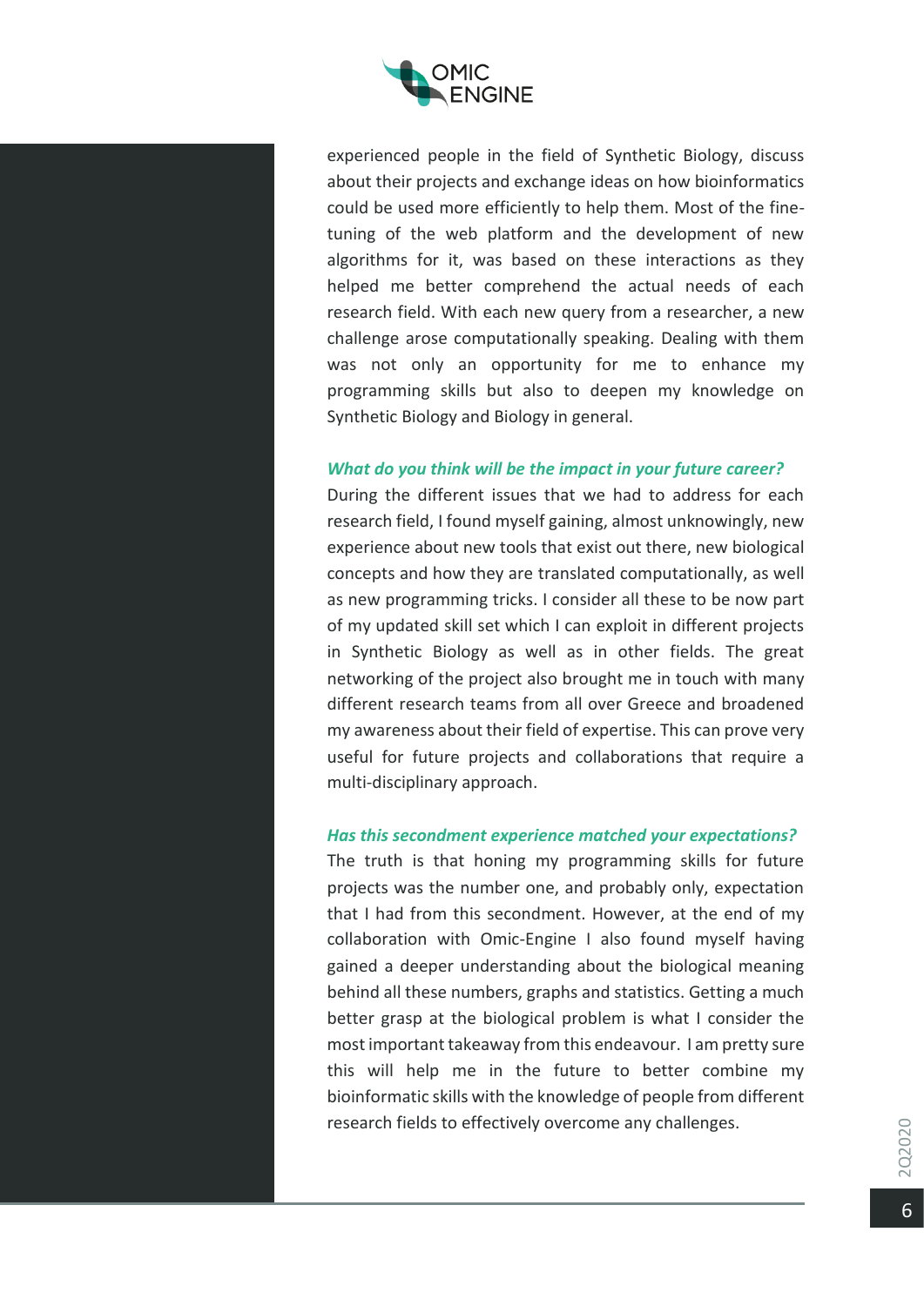experienced people in the field of Synthetic Biology, discuss about their projects and exchange ideas on how bioinformatics could be used more efficiently to help them. Most of the fine-tuning of the web platform and the development of new algorithms for it, was based on these interactions as they helped me better comprehend the actual needs of each research field. With each new query from a researcher, a new challenge arose computationally speaking. Dealing with them was not only an opportunity for me to enhance my programming skills but also to deepen my knowledge on Synthetic Biology and Biology in general.

***What do you think will be the impact in your future career?***

During the different issues that we had to address for each research field, I found myself gaining, almost unknowingly, new experience about new tools that exist out there, new biological concepts and how they are translated computationally, as well as new programming tricks. I consider all these to be now part of my updated skill set which I can exploit in different projects in Synthetic Biology as well as in other fields. The great networking of the project also brought me in touch with many different research teams from all over Greece and broadened my awareness about their field of expertise. This can prove very useful for future projects and collaborations that require a multi-disciplinary approach.

***Has this secondment experience matched your expectations?***

The truth is that honing my programming skills for future projects was the number one, and probably only, expectation that I had from this secondment. However, at the end of my collaboration with Omic-Engine I also found myself having gained a deeper understanding about the biological meaning behind all these numbers, graphs and statistics. Getting a much better grasp at the biological problem is what I consider the most important takeaway from this endeavour. I am pretty sure this will help me in the future to better combine my bioinformatic skills with the knowledge of people from different research fields to effectively overcome any challenges.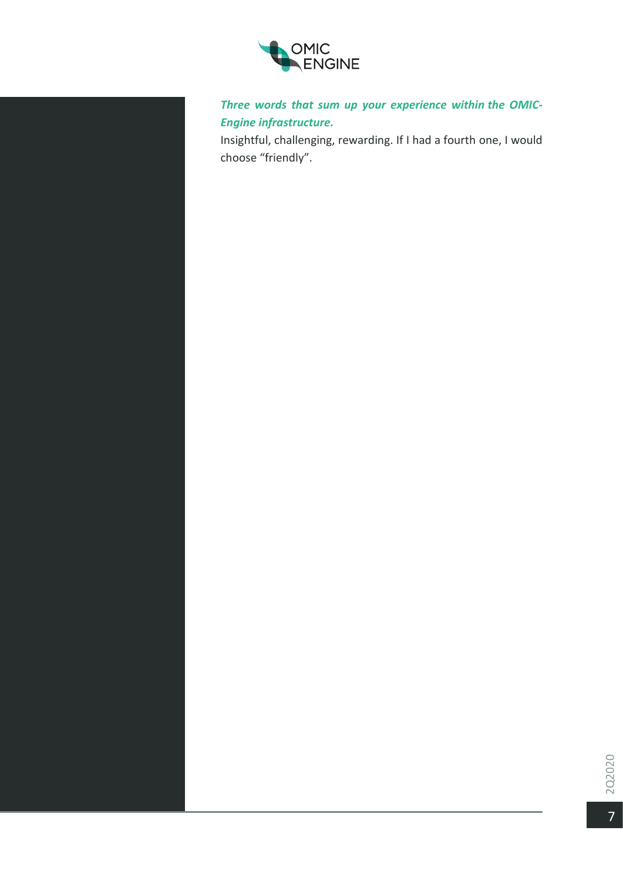***Three words that sum up your experience within the OMIC-Engine infrastructure.***

Insightful, challenging, rewarding. If I had a fourth one, I would choose “friendly”.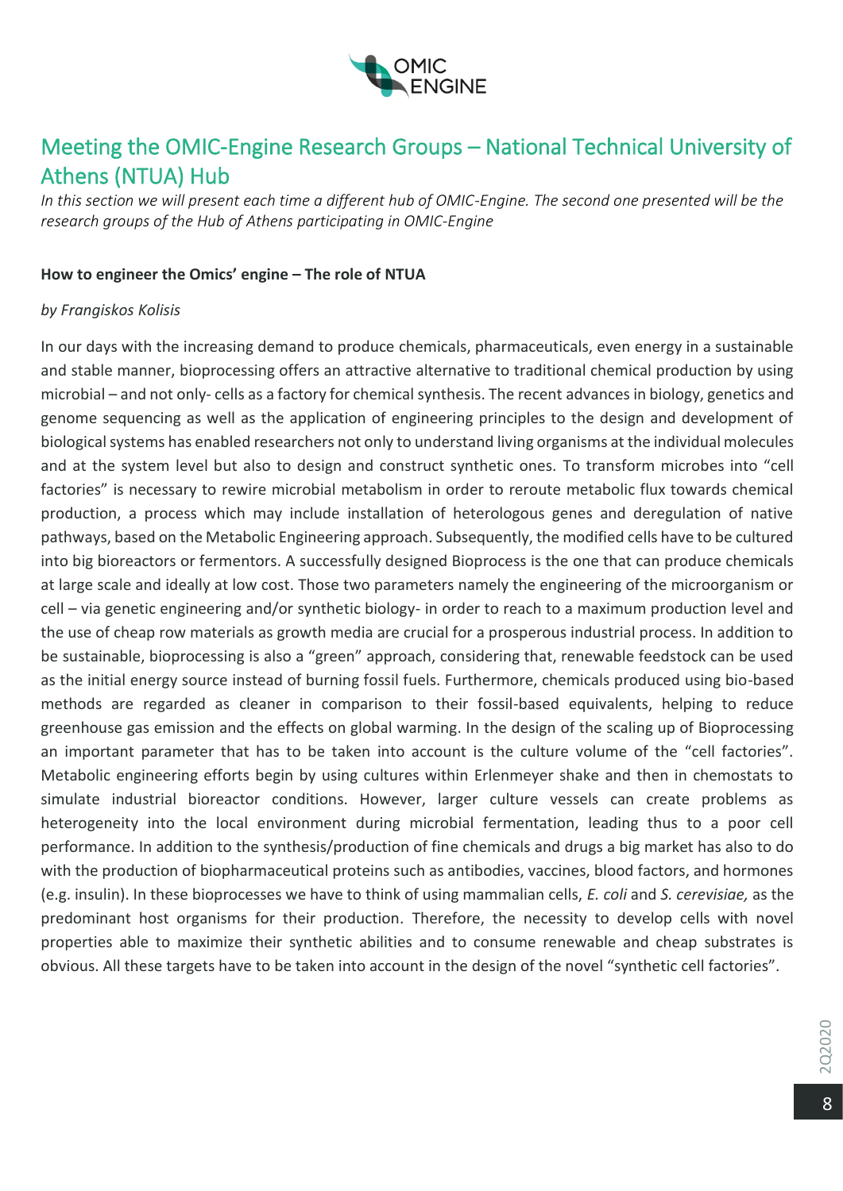## Meeting the OMIC-Engine Research Groups – National Technical University of Athens (NTUA) Hub

*In this section we will present each time a different hub of OMIC-Engine. The second one presented will be the research groups of the Hub of Athens participating in OMIC-Engine*

**How to engineer the Omics' engine – The role of NTUA**

*by Frangiskos Kolisis*

In our days with the increasing demand to produce chemicals, pharmaceuticals, even energy in a sustainable and stable manner, bioprocessing offers an attractive alternative to traditional chemical production by using microbial – and not only- cells as a factory for chemical synthesis. The recent advances in biology, genetics and genome sequencing as well as the application of engineering principles to the design and development of biological systems has enabled researchers not only to understand living organisms at the individual molecules and at the system level but also to design and construct synthetic ones. To transform microbes into "cell factories" is necessary to rewire microbial metabolism in order to reroute metabolic flux towards chemical production, a process which may include installation of heterologous genes and deregulation of native pathways, based on the Metabolic Engineering approach. Subsequently, the modified cells have to be cultured into big bioreactors or fermentors. A successfully designed Bioprocess is the one that can produce chemicals at large scale and ideally at low cost. Those two parameters namely the engineering of the microorganism or cell – via genetic engineering and/or synthetic biology- in order to reach to a maximum production level and the use of cheap row materials as growth media are crucial for a prosperous industrial process. In addition to be sustainable, bioprocessing is also a "green" approach, considering that, renewable feedstock can be used as the initial energy source instead of burning fossil fuels. Furthermore, chemicals produced using bio-based methods are regarded as cleaner in comparison to their fossil-based equivalents, helping to reduce greenhouse gas emission and the effects on global warming. In the design of the scaling up of Bioprocessing an important parameter that has to be taken into account is the culture volume of the "cell factories". Metabolic engineering efforts begin by using cultures within Erlenmeyer shake and then in chemostats to simulate industrial bioreactor conditions. However, larger culture vessels can create problems as heterogeneity into the local environment during microbial fermentation, leading thus to a poor cell performance. In addition to the synthesis/production of fine chemicals and drugs a big market has also to do with the production of biopharmaceutical proteins such as antibodies, vaccines, blood factors, and hormones (e.g. insulin). In these bioprocesses we have to think of using mammalian cells, *E. coli* and *S. cerevisiae,* as the predominant host organisms for their production. Therefore, the necessity to develop cells with novel properties able to maximize their synthetic abilities and to consume renewable and cheap substrates is obvious. All these targets have to be taken into account in the design of the novel "synthetic cell factories".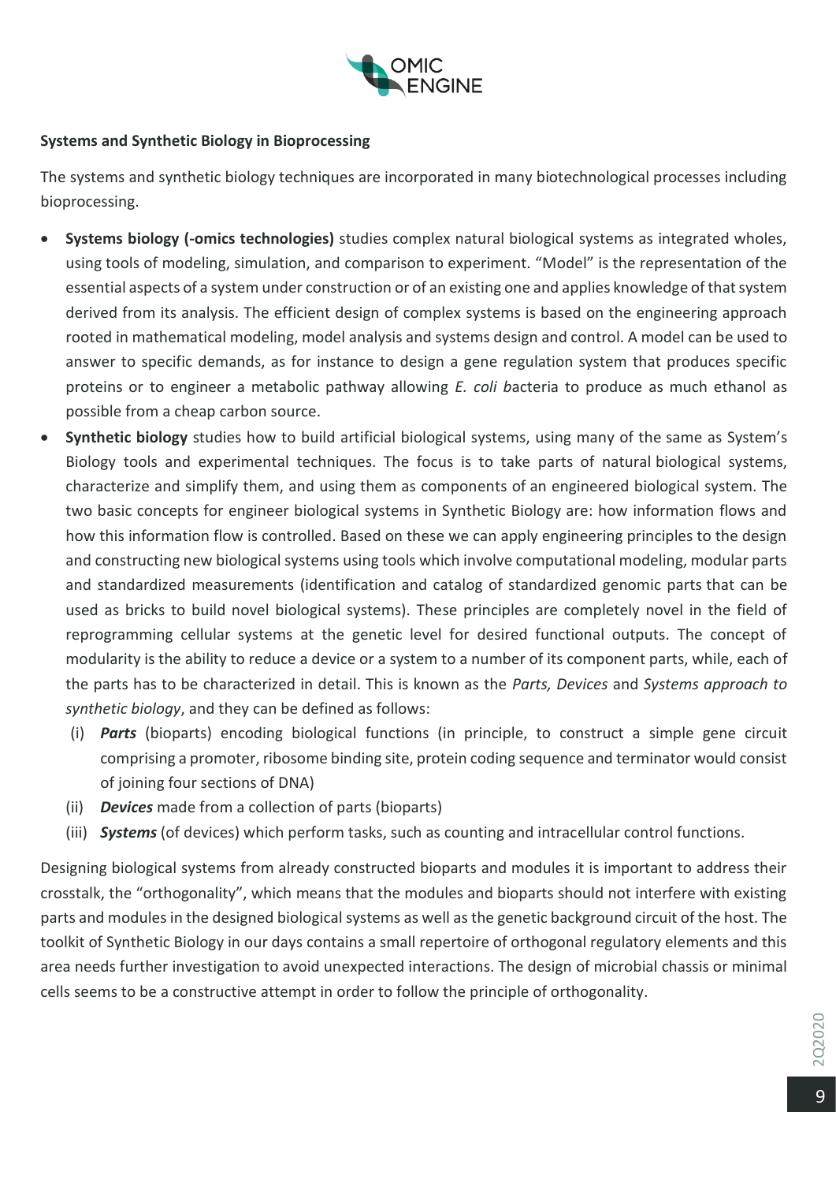**Systems and Synthetic Biology in Bioprocessing**

The systems and synthetic biology techniques are incorporated in many biotechnological processes including bioprocessing.

- **Systems biology (-omics technologies)** studies complex natural biological systems as integrated wholes, using tools of modeling, simulation, and comparison to experiment. "Model" is the representation of the essential aspects of a system under construction or of an existing one and applies knowledge of that system derived from its analysis. The efficient design of complex systems is based on the engineering approach rooted in mathematical modeling, model analysis and systems design and control. A model can be used to answer to specific demands, as for instance to design a gene regulation system that produces specific proteins or to engineer a metabolic pathway allowing *E. coli b*acteria to produce as much ethanol as possible from a cheap carbon source.
- **Synthetic biology** studies how to build artificial biological systems, using many of the same as System's Biology tools and experimental techniques. The focus is to take parts of natural biological systems, characterize and simplify them, and using them as components of an engineered biological system. The two basic concepts for engineer biological systems in Synthetic Biology are: how information flows and how this information flow is controlled. Based on these we can apply engineering principles to the design and constructing new biological systems using tools which involve computational modeling, modular parts and standardized measurements (identification and catalog of standardized genomic parts that can be used as bricks to build novel biological systems). These principles are completely novel in the field of reprogramming cellular systems at the genetic level for desired functional outputs. The concept of modularity is the ability to reduce a device or a system to a number of its component parts, while, each of the parts has to be characterized in detail. This is known as the *Parts, Devices* and *Systems approach to synthetic biology*, and they can be defined as follows:
  1. (i) ***Parts*** (bioparts) encoding biological functions (in principle, to construct a simple gene circuit comprising a promoter, ribosome binding site, protein coding sequence and terminator would consist of joining four sections of DNA)
  2. (ii) ***Devices*** made from a collection of parts (bioparts)
  3. (iii) ***Systems*** (of devices) which perform tasks, such as counting and intracellular control functions.

Designing biological systems from already constructed bioparts and modules it is important to address their crosstalk, the "orthogonality", which means that the modules and bioparts should not interfere with existing parts and modules in the designed biological systems as well as the genetic background circuit of the host. The toolkit of Synthetic Biology in our days contains a small repertoire of orthogonal regulatory elements and this area needs further investigation to avoid unexpected interactions. The design of microbial chassis or minimal cells seems to be a constructive attempt in order to follow the principle of orthogonality.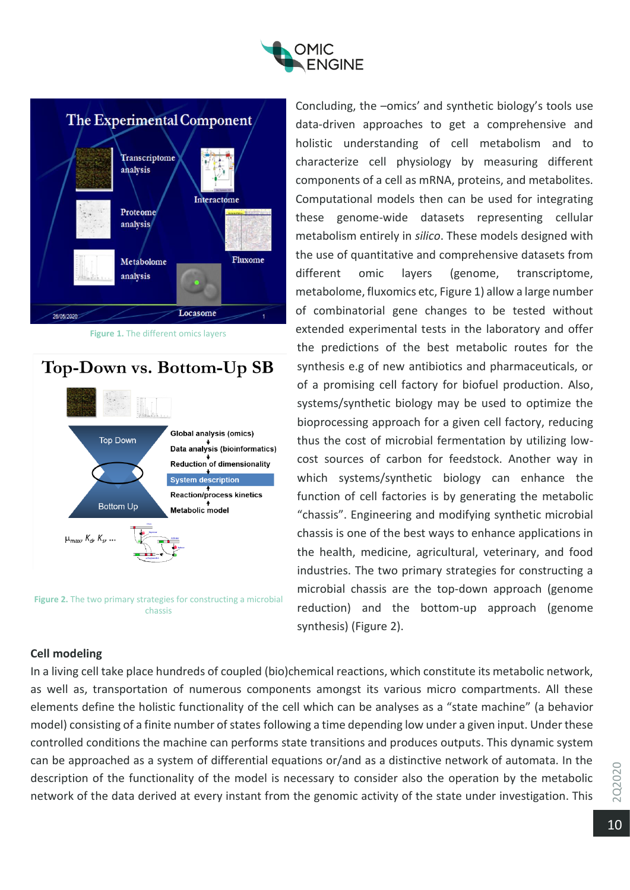Figure 1. The different omics layers

Figure 2. The two primary strategies for constructing a microbial chassis

Concluding, the –omics' and synthetic biology's tools use data-driven approaches to get a comprehensive and holistic understanding of cell metabolism and to characterize cell physiology by measuring different components of a cell as mRNA, proteins, and metabolites. Computational models then can be used for integrating these genome-wide datasets representing cellular metabolism entirely in *silico*. These models designed with the use of quantitative and comprehensive datasets from different omic layers (genome, transcriptome, metabolome, fluxomics etc, Figure 1) allow a large number of combinatorial gene changes to be tested without extended experimental tests in the laboratory and offer the predictions of the best metabolic routes for the synthesis e.g of new antibiotics and pharmaceuticals, or of a promising cell factory for biofuel production. Also, systems/synthetic biology may be used to optimize the bioprocessing approach for a given cell factory, reducing thus the cost of microbial fermentation by utilizing low-cost sources of carbon for feedstock. Another way in which systems/synthetic biology can enhance the function of cell factories is by generating the metabolic "chassis". Engineering and modifying synthetic microbial chassis is one of the best ways to enhance applications in the health, medicine, agricultural, veterinary, and food industries. The two primary strategies for constructing a microbial chassis are the top-down approach (genome reduction) and the bottom-up approach (genome synthesis) (Figure 2).

**Cell modeling**

In a living cell take place hundreds of coupled (bio)chemical reactions, which constitute its metabolic network, as well as, transportation of numerous components amongst its various micro compartments. All these elements define the holistic functionality of the cell which can be analyses as a "state machine" (a behavior model) consisting of a finite number of states following a time depending low under a given input. Under these controlled conditions the machine can performs state transitions and produces outputs. This dynamic system can be approached as a system of differential equations or/and as a distinctive network of automata. In the description of the functionality of the model is necessary to consider also the operation by the metabolic network of the data derived at every instant from the genomic activity of the state under investigation. This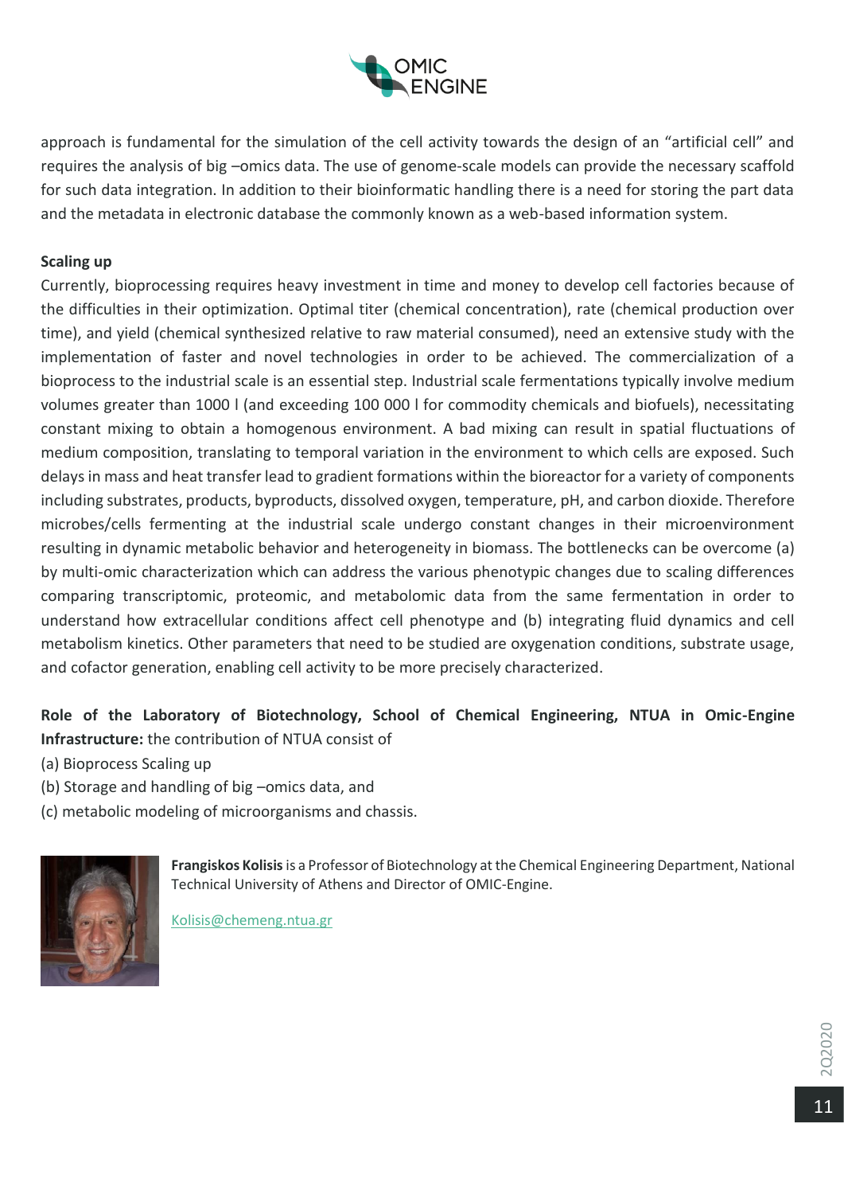approach is fundamental for the simulation of the cell activity towards the design of an "artificial cell" and requires the analysis of big –omics data. The use of genome-scale models can provide the necessary scaffold for such data integration. In addition to their bioinformatic handling there is a need for storing the part data and the metadata in electronic database the commonly known as a web-based information system.

**Scaling up**

Currently, bioprocessing requires heavy investment in time and money to develop cell factories because of the difficulties in their optimization. Optimal titer (chemical concentration), rate (chemical production over time), and yield (chemical synthesized relative to raw material consumed), need an extensive study with the implementation of faster and novel technologies in order to be achieved. The commercialization of a bioprocess to the industrial scale is an essential step. Industrial scale fermentations typically involve medium volumes greater than 1000 l (and exceeding 100 000 l for commodity chemicals and biofuels), necessitating constant mixing to obtain a homogenous environment. A bad mixing can result in spatial fluctuations of medium composition, translating to temporal variation in the environment to which cells are exposed. Such delays in mass and heat transfer lead to gradient formations within the bioreactor for a variety of components including substrates, products, byproducts, dissolved oxygen, temperature, pH, and carbon dioxide. Therefore microbes/cells fermenting at the industrial scale undergo constant changes in their microenvironment resulting in dynamic metabolic behavior and heterogeneity in biomass. The bottlenecks can be overcome (a) by multi-omic characterization which can address the various phenotypic changes due to scaling differences comparing transcriptomic, proteomic, and metabolomic data from the same fermentation in order to understand how extracellular conditions affect cell phenotype and (b) integrating fluid dynamics and cell metabolism kinetics. Other parameters that need to be studied are oxygenation conditions, substrate usage, and cofactor generation, enabling cell activity to be more precisely characterized.

**Role of the Laboratory of Biotechnology, School of Chemical Engineering, NTUA in Omic-Engine Infrastructure:** the contribution of NTUA consist of

(a) Bioprocess Scaling up

(b) Storage and handling of big –omics data, and

(c) metabolic modeling of microorganisms and chassis.

**Frangiskos Kolisis** is a Professor of Biotechnology at the Chemical Engineering Department, National Technical University of Athens and Director of OMIC-Engine.

Kolisis@chemeng.ntua.gr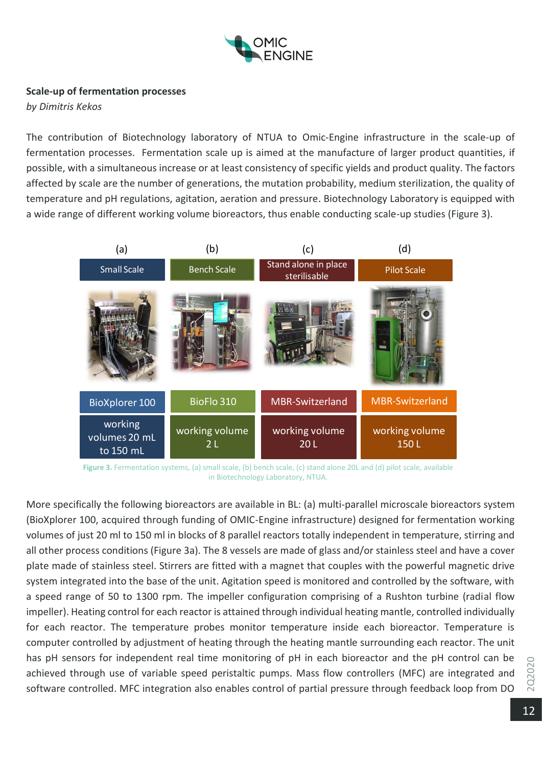## Scale-up of fermentation processes

*by Dimitris Kekos*

The contribution of Biotechnology laboratory of NTUA to Omic-Engine infrastructure in the scale-up of fermentation processes. Fermentation scale up is aimed at the manufacture of larger product quantities, if possible, with a simultaneous increase or at least consistency of specific yields and product quality. The factors affected by scale are the number of generations, the mutation probability, medium sterilization, the quality of temperature and pH regulations, agitation, aeration and pressure. Biotechnology Laboratory is equipped with a wide range of different working volume bioreactors, thus enable conducting scale-up studies (Figure 3).

| (a) | (b) | (c) | (d) |
|---|---|---|---|
| Small Scale | Bench Scale | Stand alone in place sterilisable | Pilot Scale |
| BioXplorer 100 | BioFlo 310 | MBR-Switzerland | MBR-Switzerland |
| working volumes 20 mL to 150 mL | working volume 2 L | working volume 20 L | working volume 150 L |

**Figure 3.** Fermentation systems, (a) small scale, (b) bench scale, (c) stand alone 20L and (d) pilot scale, available in Biotechnology Laboratory, NTUA.

More specifically the following bioreactors are available in BL: (a) multi-parallel microscale bioreactors system (BioXplorer 100, acquired through funding of OMIC-Engine infrastructure) designed for fermentation working volumes of just 20 ml to 150 ml in blocks of 8 parallel reactors totally independent in temperature, stirring and all other process conditions (Figure 3a). The 8 vessels are made of glass and/or stainless steel and have a cover plate made of stainless steel. Stirrers are fitted with a magnet that couples with the powerful magnetic drive system integrated into the base of the unit. Agitation speed is monitored and controlled by the software, with a speed range of 50 to 1300 rpm. The impeller configuration comprising of a Rushton turbine (radial flow impeller). Heating control for each reactor is attained through individual heating mantle, controlled individually for each reactor. The temperature probes monitor temperature inside each bioreactor. Temperature is computer controlled by adjustment of heating through the heating mantle surrounding each reactor. The unit has pH sensors for independent real time monitoring of pH in each bioreactor and the pH control can be achieved through use of variable speed peristaltic pumps. Mass flow controllers (MFC) are integrated and software controlled. MFC integration also enables control of partial pressure through feedback loop from DO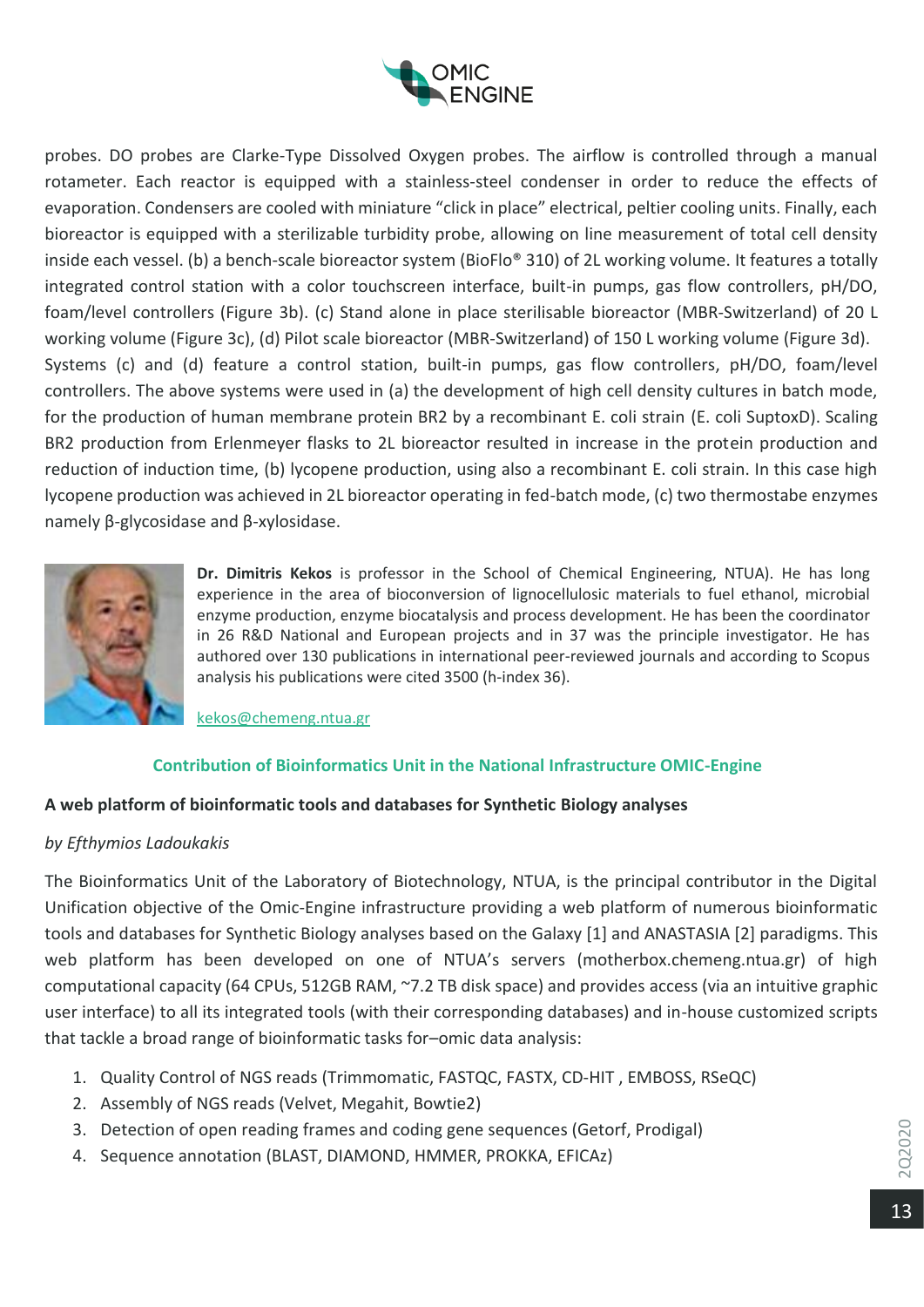probes. DO probes are Clarke-Type Dissolved Oxygen probes. The airflow is controlled through a manual rotameter. Each reactor is equipped with a stainless-steel condenser in order to reduce the effects of evaporation. Condensers are cooled with miniature "click in place" electrical, peltier cooling units. Finally, each bioreactor is equipped with a sterilizable turbidity probe, allowing on line measurement of total cell density inside each vessel. (b) a bench-scale bioreactor system (BioFlo® 310) of 2L working volume. It features a totally integrated control station with a color touchscreen interface, built-in pumps, gas flow controllers, pH/DO, foam/level controllers (Figure 3b). (c) Stand alone in place sterilisable bioreactor (MBR-Switzerland) of 20 L working volume (Figure 3c), (d) Pilot scale bioreactor (MBR-Switzerland) of 150 L working volume (Figure 3d). Systems (c) and (d) feature a control station, built-in pumps, gas flow controllers, pH/DO, foam/level controllers. The above systems were used in (a) the development of high cell density cultures in batch mode, for the production of human membrane protein BR2 by a recombinant E. coli strain (E. coli SuptoxD). Scaling BR2 production from Erlenmeyer flasks to 2L bioreactor resulted in increase in the protein production and reduction of induction time, (b) lycopene production, using also a recombinant E. coli strain. In this case high lycopene production was achieved in 2L bioreactor operating in fed-batch mode, (c) two thermostabe enzymes namely β-glycosidase and β-xylosidase.

**Dr. Dimitris Kekos** is professor in the School of Chemical Engineering, NTUA). He has long experience in the area of bioconversion of lignocellulosic materials to fuel ethanol, microbial enzyme production, enzyme biocatalysis and process development. He has been the coordinator in 26 R&D National and European projects and in 37 was the principle investigator. He has authored over 130 publications in international peer-reviewed journals and according to Scopus analysis his publications were cited 3500 (h-index 36).

kekos@chemeng.ntua.gr

## Contribution of Bioinformatics Unit in the National Infrastructure OMIC-Engine

**A web platform of bioinformatic tools and databases for Synthetic Biology analyses**

*by Efthymios Ladoukakis*

The Bioinformatics Unit of the Laboratory of Biotechnology, NTUA, is the principal contributor in the Digital Unification objective of the Omic-Engine infrastructure providing a web platform of numerous bioinformatic tools and databases for Synthetic Biology analyses based on the Galaxy [1] and ANASTASIA [2] paradigms. This web platform has been developed on one of NTUA's servers (motherbox.chemeng.ntua.gr) of high computational capacity (64 CPUs, 512GB RAM, ~7.2 TB disk space) and provides access (via an intuitive graphic user interface) to all its integrated tools (with their corresponding databases) and in-house customized scripts that tackle a broad range of bioinformatic tasks for–omic data analysis:

1. Quality Control of NGS reads (Trimmomatic, FASTQC, FASTX, CD-HIT , EMBOSS, RSeQC)
2. Assembly of NGS reads (Velvet, Megahit, Bowtie2)
3. Detection of open reading frames and coding gene sequences (Getorf, Prodigal)
4. Sequence annotation (BLAST, DIAMOND, HMMER, PROKKA, EFICAz)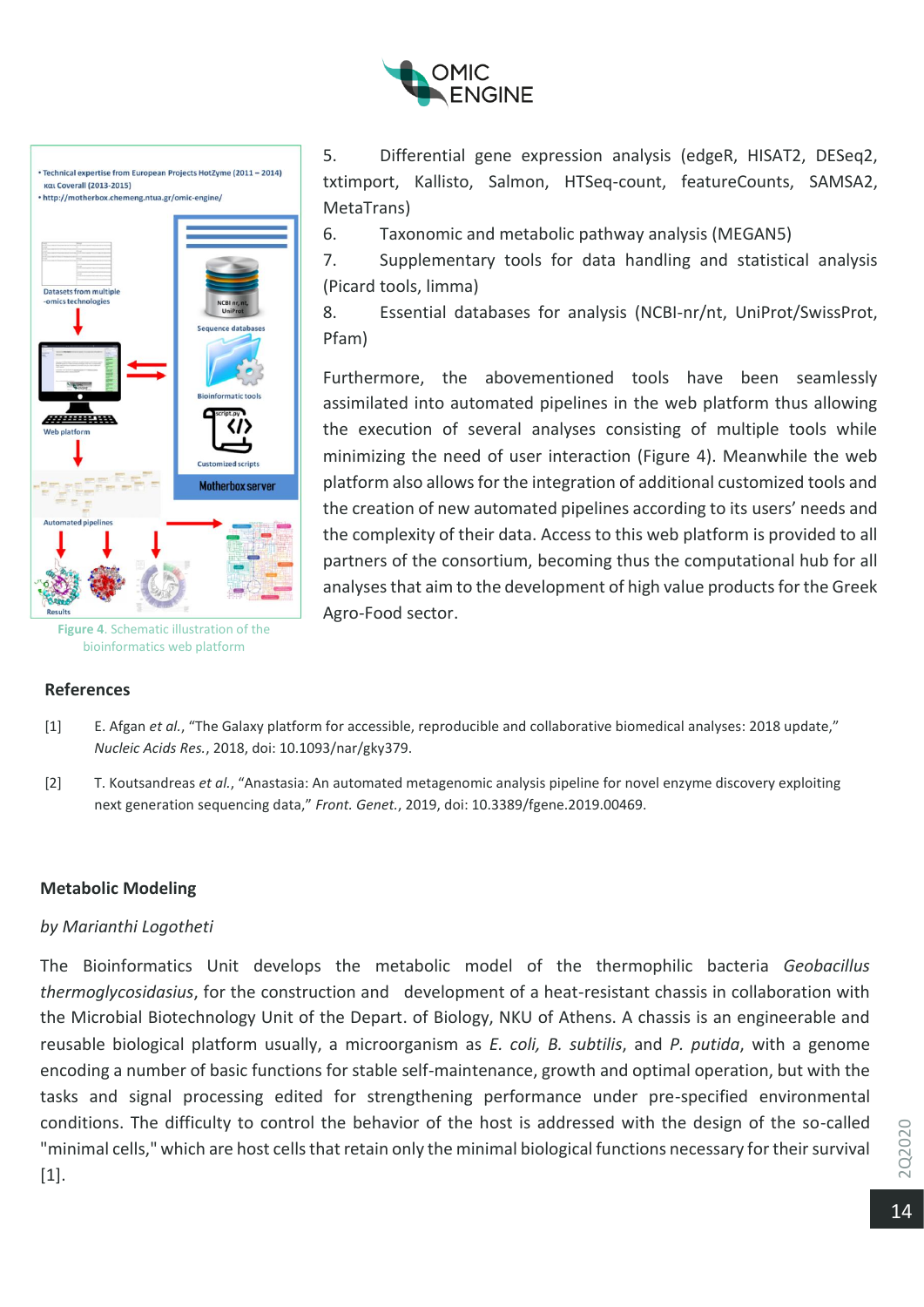5. Differential gene expression analysis (edgeR, HISAT2, DESeq2, txtimport, Kallisto, Salmon, HTSeq-count, featureCounts, SAMSA2, MetaTrans)
6. Taxonomic and metabolic pathway analysis (MEGAN5)
7. Supplementary tools for data handling and statistical analysis (Picard tools, limma)
8. Essential databases for analysis (NCBI-nr/nt, UniProt/SwissProt, Pfam)

Furthermore, the abovementioned tools have been seamlessly assimilated into automated pipelines in the web platform thus allowing the execution of several analyses consisting of multiple tools while minimizing the need of user interaction (Figure 4). Meanwhile the web platform also allows for the integration of additional customized tools and the creation of new automated pipelines according to its users' needs and the complexity of their data. Access to this web platform is provided to all partners of the consortium, becoming thus the computational hub for all analyses that aim to the development of high value products for the Greek Agro-Food sector.

**Figure 4**. Schematic illustration of the bioinformatics web platform

### References

[1] E. Afgan *et al.*, "The Galaxy platform for accessible, reproducible and collaborative biomedical analyses: 2018 update," *Nucleic Acids Res.*, 2018, doi: 10.1093/nar/gky379.

[2] T. Koutsandreas *et al.*, "Anastasia: An automated metagenomic analysis pipeline for novel enzyme discovery exploiting next generation sequencing data," *Front. Genet.*, 2019, doi: 10.3389/fgene.2019.00469.

## Metabolic Modeling

*by Marianthi Logotheti*

The Bioinformatics Unit develops the metabolic model of the thermophilic bacteria *Geobacillus thermoglycosidasius*, for the construction and development of a heat-resistant chassis in collaboration with the Microbial Biotechnology Unit of the Depart. of Biology, NKU of Athens. A chassis is an engineerable and reusable biological platform usually, a microorganism as *E. coli, B. subtilis*, and *P. putida*, with a genome encoding a number of basic functions for stable self-maintenance, growth and optimal operation, but with the tasks and signal processing edited for strengthening performance under pre-specified environmental conditions. The difficulty to control the behavior of the host is addressed with the design of the so-called "minimal cells," which are host cells that retain only the minimal biological functions necessary for their survival [1].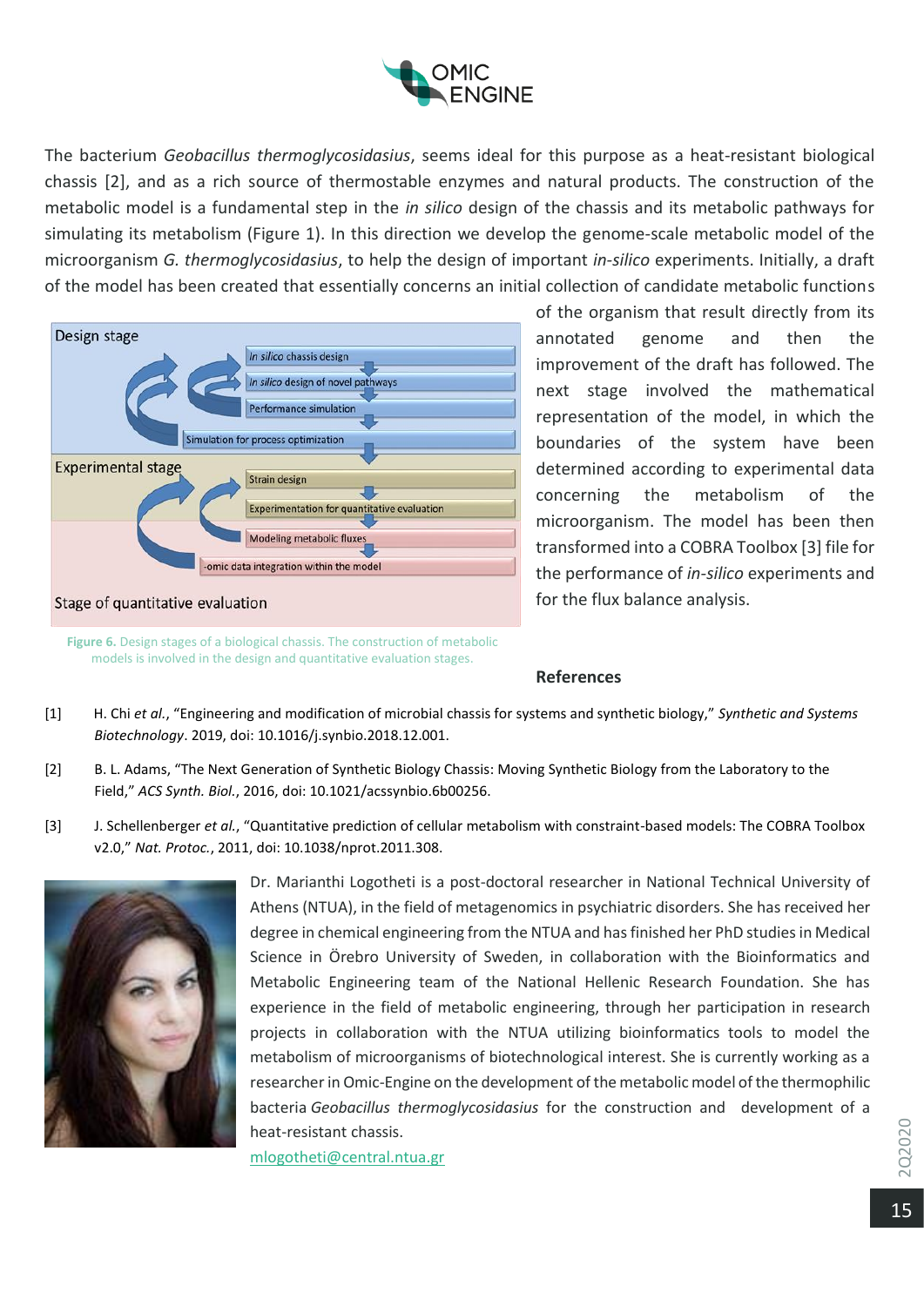The bacterium *Geobacillus thermoglycosidasius*, seems ideal for this purpose as a heat-resistant biological chassis [2], and as a rich source of thermostable enzymes and natural products. The construction of the metabolic model is a fundamental step in the *in silico* design of the chassis and its metabolic pathways for simulating its metabolism (Figure 1). In this direction we develop the genome-scale metabolic model of the microorganism *G. thermoglycosidasius*, to help the design of important *in-silico* experiments. Initially, a draft of the model has been created that essentially concerns an initial collection of candidate metabolic functions of the organism that result directly from its annotated genome and then the improvement of the draft has followed. The next stage involved the mathematical representation of the model, in which the boundaries of the system have been determined according to experimental data concerning the metabolism of the microorganism. The model has been then transformed into a COBRA Toolbox [3] file for the performance of *in-silico* experiments and for the flux balance analysis.

Design stage

*In silico* chassis design

*In silico* design of novel pathways

Performance simulation

Simulation for process optimization

Experimental stage

Strain design

Experimentation for quantitative evaluation

Modeling metabolic fluxes

-omic data integration within the model

Stage of quantitative evaluation

**Figure 6.** Design stages of a biological chassis. The construction of metabolic models is involved in the design and quantitative evaluation stages.

## References

[1] H. Chi *et al.*, "Engineering and modification of microbial chassis for systems and synthetic biology," *Synthetic and Systems Biotechnology*. 2019, doi: 10.1016/j.synbio.2018.12.001.

[2] B. L. Adams, "The Next Generation of Synthetic Biology Chassis: Moving Synthetic Biology from the Laboratory to the Field," *ACS Synth. Biol.*, 2016, doi: 10.1021/acssynbio.6b00256.

[3] J. Schellenberger *et al.*, "Quantitative prediction of cellular metabolism with constraint-based models: The COBRA Toolbox v2.0," *Nat. Protoc.*, 2011, doi: 10.1038/nprot.2011.308.

Dr. Marianthi Logotheti is a post-doctoral researcher in National Technical University of Athens (NTUA), in the field of metagenomics in psychiatric disorders. She has received her degree in chemical engineering from the NTUA and has finished her PhD studies in Medical Science in Örebro University of Sweden, in collaboration with the Bioinformatics and Metabolic Engineering team of the National Hellenic Research Foundation. She has experience in the field of metabolic engineering, through her participation in research projects in collaboration with the NTUA utilizing bioinformatics tools to model the metabolism of microorganisms of biotechnological interest. She is currently working as a researcher in Omic-Engine on the development of the metabolic model of the thermophilic bacteria *Geobacillus thermoglycosidasius* for the construction and development of a heat-resistant chassis.

mlogotheti@central.ntua.gr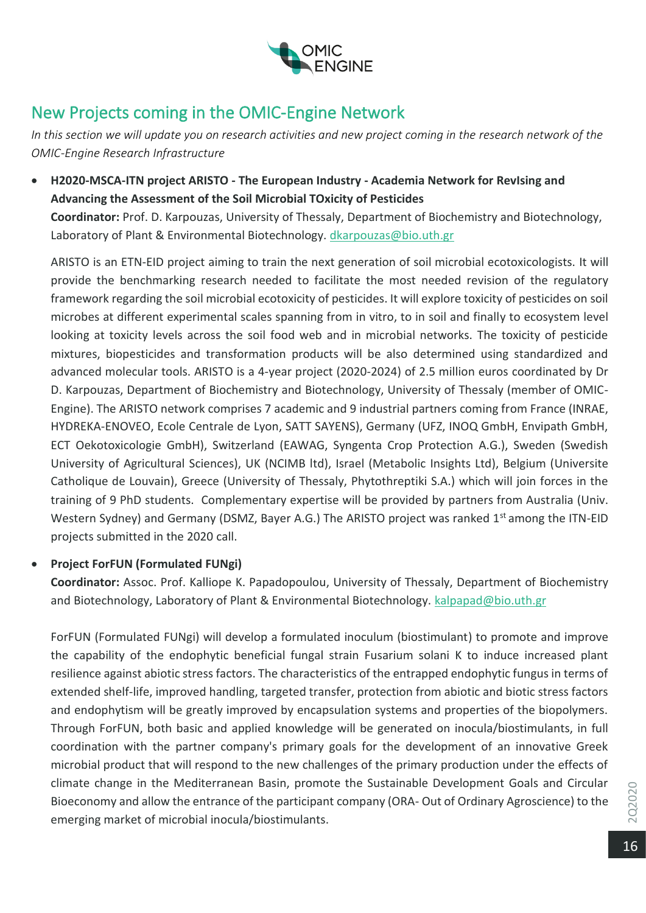## New Projects coming in the OMIC-Engine Network

*In this section we will update you on research activities and new project coming in the research network of the OMIC-Engine Research Infrastructure*

- **H2020-MSCA-ITN project ARISTO - The European Industry - Academia Network for RevIsing and Advancing the Assessment of the Soil Microbial TOxicity of Pesticides**
  **Coordinator:** Prof. D. Karpouzas, University of Thessaly, Department of Biochemistry and Biotechnology, Laboratory of Plant & Environmental Biotechnology. dkarpouzas@bio.uth.gr

  ARISTO is an ETN-EID project aiming to train the next generation of soil microbial ecotoxicologists. It will provide the benchmarking research needed to facilitate the most needed revision of the regulatory framework regarding the soil microbial ecotoxicity of pesticides. It will explore toxicity of pesticides on soil microbes at different experimental scales spanning from in vitro, to in soil and finally to ecosystem level looking at toxicity levels across the soil food web and in microbial networks. The toxicity of pesticide mixtures, biopesticides and transformation products will be also determined using standardized and advanced molecular tools. ARISTO is a 4-year project (2020-2024) of 2.5 million euros coordinated by Dr D. Karpouzas, Department of Biochemistry and Biotechnology, University of Thessaly (member of OMIC-Engine). The ARISTO network comprises 7 academic and 9 industrial partners coming from France (INRAE, HYDREKA-ENOVEO, Ecole Centrale de Lyon, SATT SAYENS), Germany (UFZ, INOQ GmbH, Envipath GmbH, ECT Oekotoxicologie GmbH), Switzerland (EAWAG, Syngenta Crop Protection A.G.), Sweden (Swedish University of Agricultural Sciences), UK (NCIMB ltd), Israel (Metabolic Insights Ltd), Belgium (Universite Catholique de Louvain), Greece (University of Thessaly, Phytothreptiki S.A.) which will join forces in the training of 9 PhD students. Complementary expertise will be provided by partners from Australia (Univ. Western Sydney) and Germany (DSMZ, Bayer A.G.) The ARISTO project was ranked 1st among the ITN-EID projects submitted in the 2020 call.

- **Project ForFUN (Formulated FUNgi)**
  **Coordinator:** Assoc. Prof. Kalliope K. Papadopoulou, University of Thessaly, Department of Biochemistry and Biotechnology, Laboratory of Plant & Environmental Biotechnology. kalpapad@bio.uth.gr

  ForFUN (Formulated FUNgi) will develop a formulated inoculum (biostimulant) to promote and improve the capability of the endophytic beneficial fungal strain Fusarium solani K to induce increased plant resilience against abiotic stress factors. The characteristics of the entrapped endophytic fungus in terms of extended shelf-life, improved handling, targeted transfer, protection from abiotic and biotic stress factors and endophytism will be greatly improved by encapsulation systems and properties of the biopolymers. Through ForFUN, both basic and applied knowledge will be generated on inocula/biostimulants, in full coordination with the partner company's primary goals for the development of an innovative Greek microbial product that will respond to the new challenges of the primary production under the effects of climate change in the Mediterranean Basin, promote the Sustainable Development Goals and Circular Bioeconomy and allow the entrance of the participant company (ORA- Out of Ordinary Agroscience) to the emerging market of microbial inocula/biostimulants.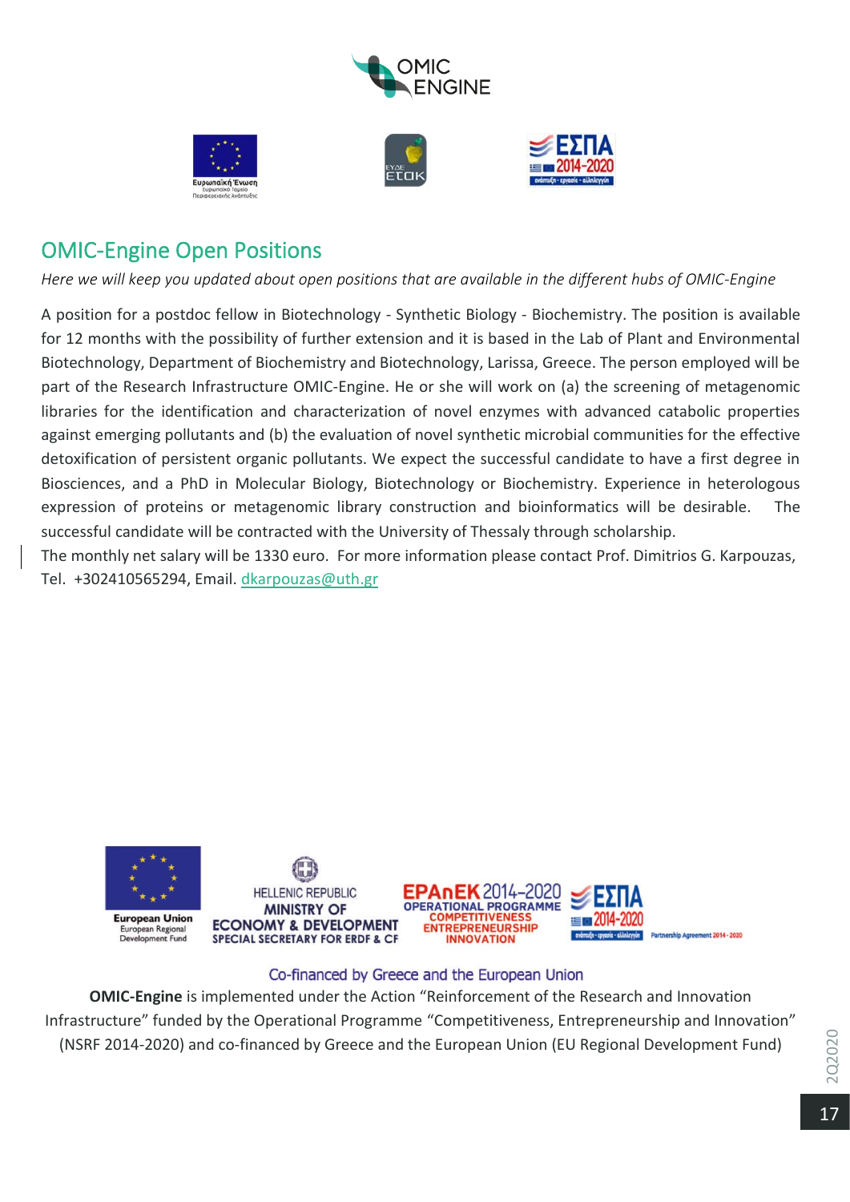## OMIC-Engine Open Positions

*Here we will keep you updated about open positions that are available in the different hubs of OMIC-Engine*

A position for a postdoc fellow in Biotechnology - Synthetic Biology - Biochemistry. The position is available for 12 months with the possibility of further extension and it is based in the Lab of Plant and Environmental Biotechnology, Department of Biochemistry and Biotechnology, Larissa, Greece. The person employed will be part of the Research Infrastructure OMIC-Engine. He or she will work on (a) the screening of metagenomic libraries for the identification and characterization of novel enzymes with advanced catabolic properties against emerging pollutants and (b) the evaluation of novel synthetic microbial communities for the effective detoxification of persistent organic pollutants. We expect the successful candidate to have a first degree in Biosciences, and a PhD in Molecular Biology, Biotechnology or Biochemistry. Experience in heterologous expression of proteins or metagenomic library construction and bioinformatics will be desirable. The successful candidate will be contracted with the University of Thessaly through scholarship.

The monthly net salary will be 1330 euro. For more information please contact Prof. Dimitrios G. Karpouzas, Tel. +302410565294, Email. dkarpouzas@uth.gr

Co-financed by Greece and the European Union

**OMIC-Engine** is implemented under the Action "Reinforcement of the Research and Innovation Infrastructure" funded by the Operational Programme "Competitiveness, Entrepreneurship and Innovation" (NSRF 2014-2020) and co-financed by Greece and the European Union (EU Regional Development Fund)